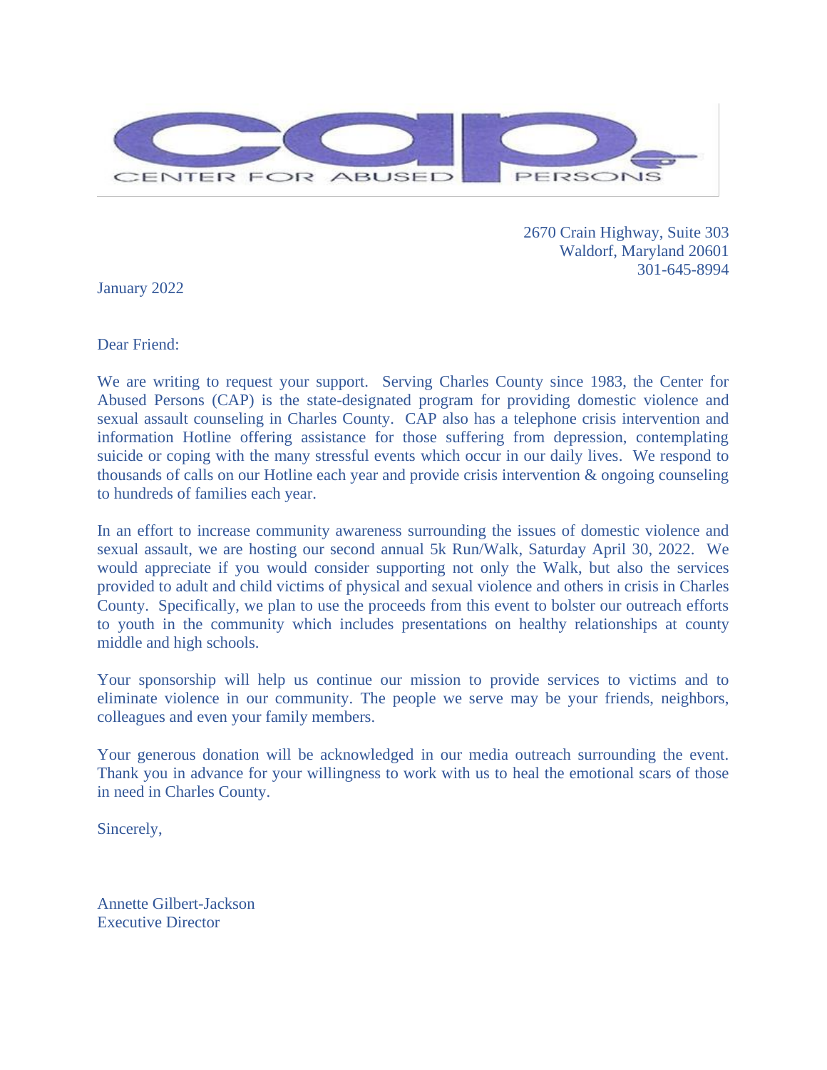CENTER FOR ABUSED PERSONS

2670 Crain Highway, Suite 303
Waldorf, Maryland 20601
301-645-8994

January 2022

Dear Friend:

We are writing to request your support. Serving Charles County since 1983, the Center for Abused Persons (CAP) is the state-designated program for providing domestic violence and sexual assault counseling in Charles County. CAP also has a telephone crisis intervention and information Hotline offering assistance for those suffering from depression, contemplating suicide or coping with the many stressful events which occur in our daily lives. We respond to thousands of calls on our Hotline each year and provide crisis intervention & ongoing counseling to hundreds of families each year.

In an effort to increase community awareness surrounding the issues of domestic violence and sexual assault, we are hosting our second annual 5k Run/Walk, Saturday April 30, 2022. We would appreciate if you would consider supporting not only the Walk, but also the services provided to adult and child victims of physical and sexual violence and others in crisis in Charles County. Specifically, we plan to use the proceeds from this event to bolster our outreach efforts to youth in the community which includes presentations on healthy relationships at county middle and high schools.

Your sponsorship will help us continue our mission to provide services to victims and to eliminate violence in our community. The people we serve may be your friends, neighbors, colleagues and even your family members.

Your generous donation will be acknowledged in our media outreach surrounding the event. Thank you in advance for your willingness to work with us to heal the emotional scars of those in need in Charles County.

Sincerely,

Annette Gilbert-Jackson
Executive Director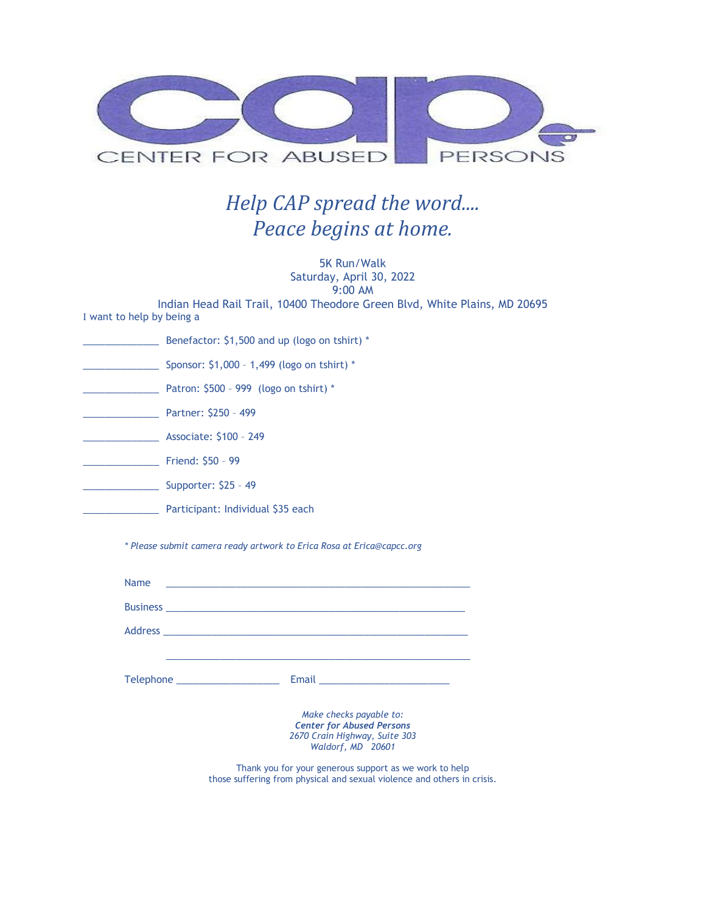# CAP

CENTER FOR ABUSED PERSONS

## *Help CAP spread the word....*
## *Peace begins at home.*

5K Run/Walk
Saturday, April 30, 2022
9:00 AM
Indian Head Rail Trail, 10400 Theodore Green Blvd, White Plains, MD 20695

I want to help by being a

_____________ Benefactor: $1,500 and up (logo on tshirt) *

_____________ Sponsor: $1,000 – 1,499 (logo on tshirt) *

_____________ Patron: $500 – 999 (logo on tshirt) *

_____________ Partner: $250 – 499

_____________ Associate: $100 – 249

_____________ Friend: $50 – 99

_____________ Supporter: $25 – 49

_____________ Participant: Individual $35 each

*\* Please submit camera ready artwork to Erica Rosa at Erica@capcc.org*

Name ________________________________________________________

Business ______________________________________________________

Address _______________________________________________________

_______________________________________________________

Telephone ___________________ Email ________________________

*Make checks payable to:*
***Center for Abused Persons***
*2670 Crain Highway, Suite 303*
*Waldorf, MD 20601*

Thank you for your generous support as we work to help those suffering from physical and sexual violence and others in crisis.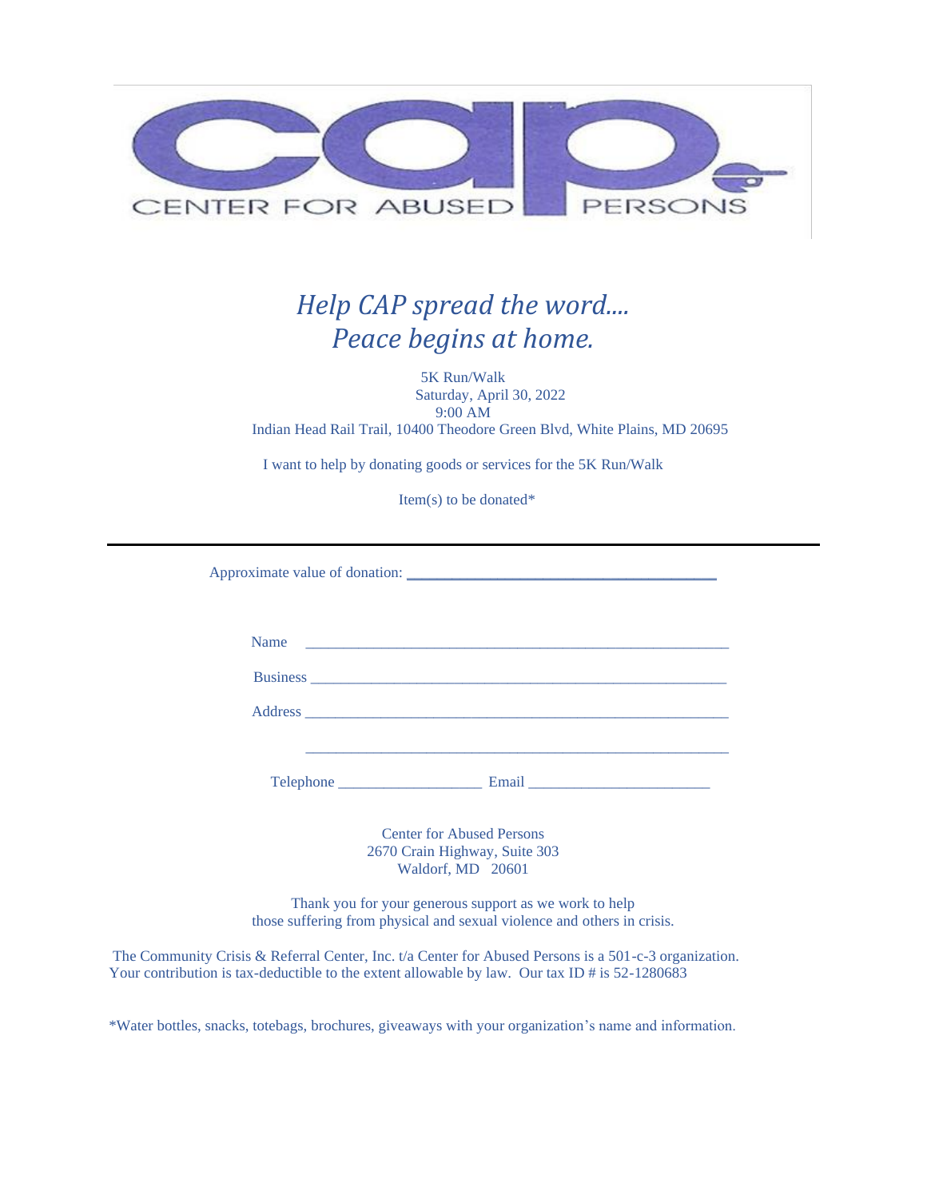CENTER FOR ABUSED PERSONS

# *Help CAP spread the word.... Peace begins at home.*

5K Run/Walk
Saturday, April 30, 2022
9:00 AM
Indian Head Rail Trail, 10400 Theodore Green Blvd, White Plains, MD 20695

I want to help by donating goods or services for the 5K Run/Walk

Item(s) to be donated*

---

Approximate value of donation: ________________________________________

Name ________________________________________________________

Business ______________________________________________________

Address _______________________________________________________

_______________________________________________________________

Telephone __________________ Email _______________________

Center for Abused Persons
2670 Crain Highway, Suite 303
Waldorf, MD 20601

Thank you for your generous support as we work to help those suffering from physical and sexual violence and others in crisis.

The Community Crisis & Referral Center, Inc. t/a Center for Abused Persons is a 501-c-3 organization. Your contribution is tax-deductible to the extent allowable by law. Our tax ID # is 52-1280683

*Water bottles, snacks, totebags, brochures, giveaways with your organization's name and information.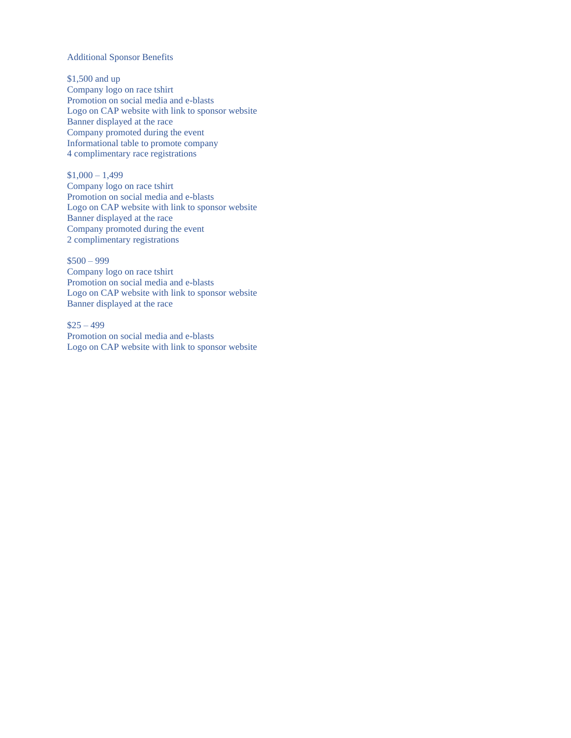Additional Sponsor Benefits

$1,500 and up
Company logo on race tshirt
Promotion on social media and e-blasts
Logo on CAP website with link to sponsor website
Banner displayed at the race
Company promoted during the event
Informational table to promote company
4 complimentary race registrations

$1,000 – 1,499
Company logo on race tshirt
Promotion on social media and e-blasts
Logo on CAP website with link to sponsor website
Banner displayed at the race
Company promoted during the event
2 complimentary registrations

$500 – 999
Company logo on race tshirt
Promotion on social media and e-blasts
Logo on CAP website with link to sponsor website
Banner displayed at the race

$25 – 499
Promotion on social media and e-blasts
Logo on CAP website with link to sponsor website